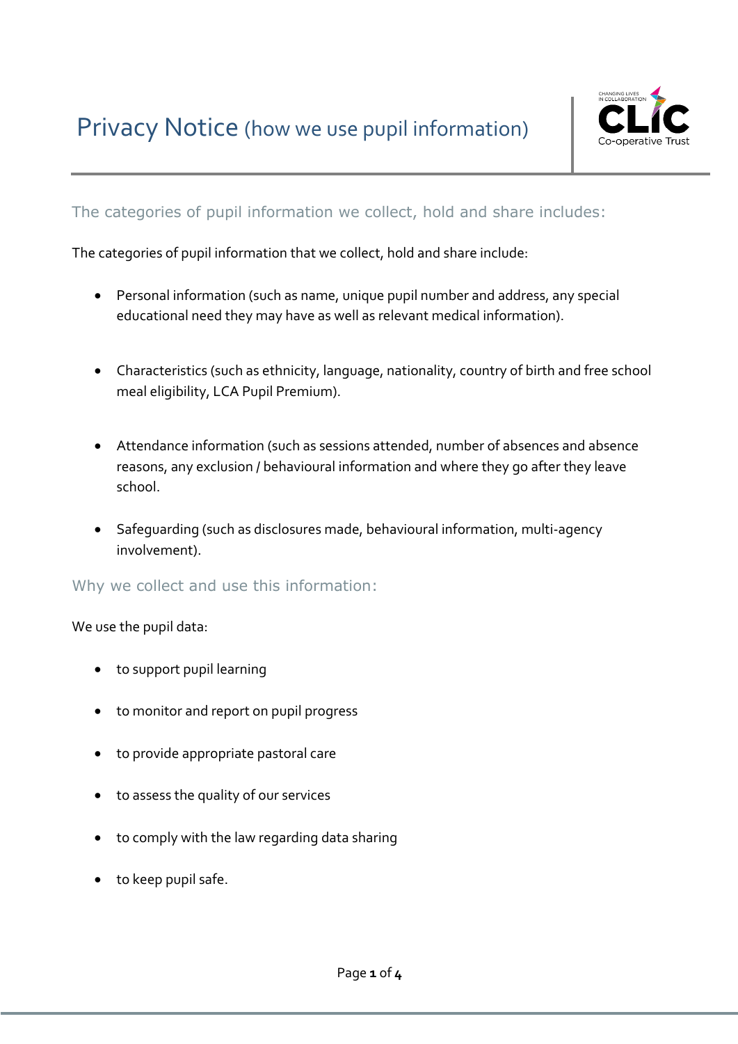# Privacy Notice (how we use pupil information)

## The categories of pupil information we collect, hold and share includes:

The categories of pupil information that we collect, hold and share include:

- Personal information (such as name, unique pupil number and address, any special educational need they may have as well as relevant medical information).

- Characteristics (such as ethnicity, language, nationality, country of birth and free school meal eligibility, LCA Pupil Premium).

- Attendance information (such as sessions attended, number of absences and absence reasons, any exclusion / behavioural information and where they go after they leave school.

- Safeguarding (such as disclosures made, behavioural information, multi-agency involvement).

## Why we collect and use this information:

We use the pupil data:

- to support pupil learning
- to monitor and report on pupil progress
- to provide appropriate pastoral care
- to assess the quality of our services
- to comply with the law regarding data sharing
- to keep pupil safe.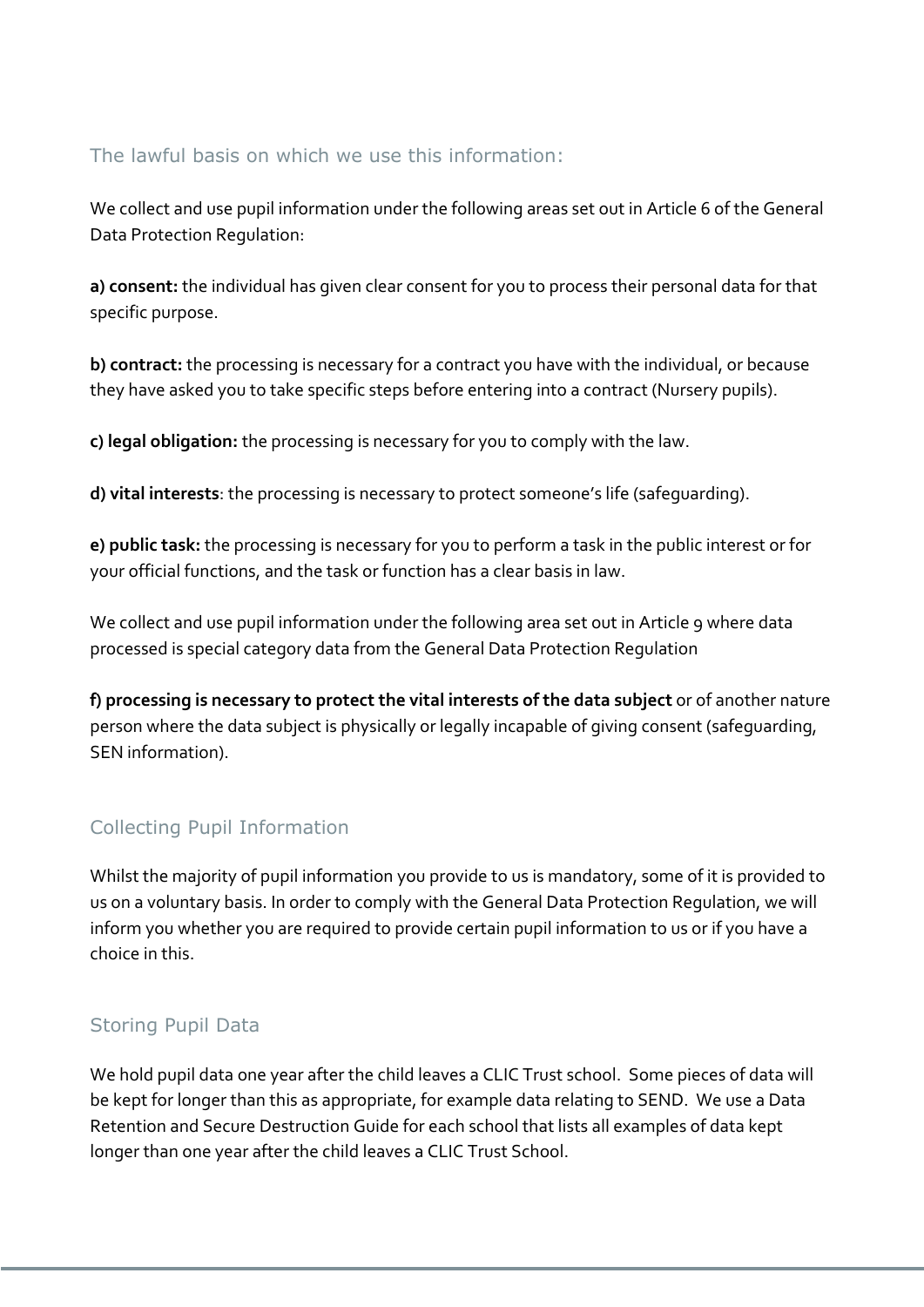## The lawful basis on which we use this information:

We collect and use pupil information under the following areas set out in Article 6 of the General Data Protection Regulation:

**a) consent:** the individual has given clear consent for you to process their personal data for that specific purpose.

**b) contract:** the processing is necessary for a contract you have with the individual, or because they have asked you to take specific steps before entering into a contract (Nursery pupils).

**c) legal obligation:** the processing is necessary for you to comply with the law.

**d) vital interests**: the processing is necessary to protect someone's life (safeguarding).

**e) public task:** the processing is necessary for you to perform a task in the public interest or for your official functions, and the task or function has a clear basis in law.

We collect and use pupil information under the following area set out in Article 9 where data processed is special category data from the General Data Protection Regulation

**f) processing is necessary to protect the vital interests of the data subject** or of another nature person where the data subject is physically or legally incapable of giving consent (safeguarding, SEN information).

## Collecting Pupil Information

Whilst the majority of pupil information you provide to us is mandatory, some of it is provided to us on a voluntary basis. In order to comply with the General Data Protection Regulation, we will inform you whether you are required to provide certain pupil information to us or if you have a choice in this.

## Storing Pupil Data

We hold pupil data one year after the child leaves a CLIC Trust school. Some pieces of data will be kept for longer than this as appropriate, for example data relating to SEND. We use a Data Retention and Secure Destruction Guide for each school that lists all examples of data kept longer than one year after the child leaves a CLIC Trust School.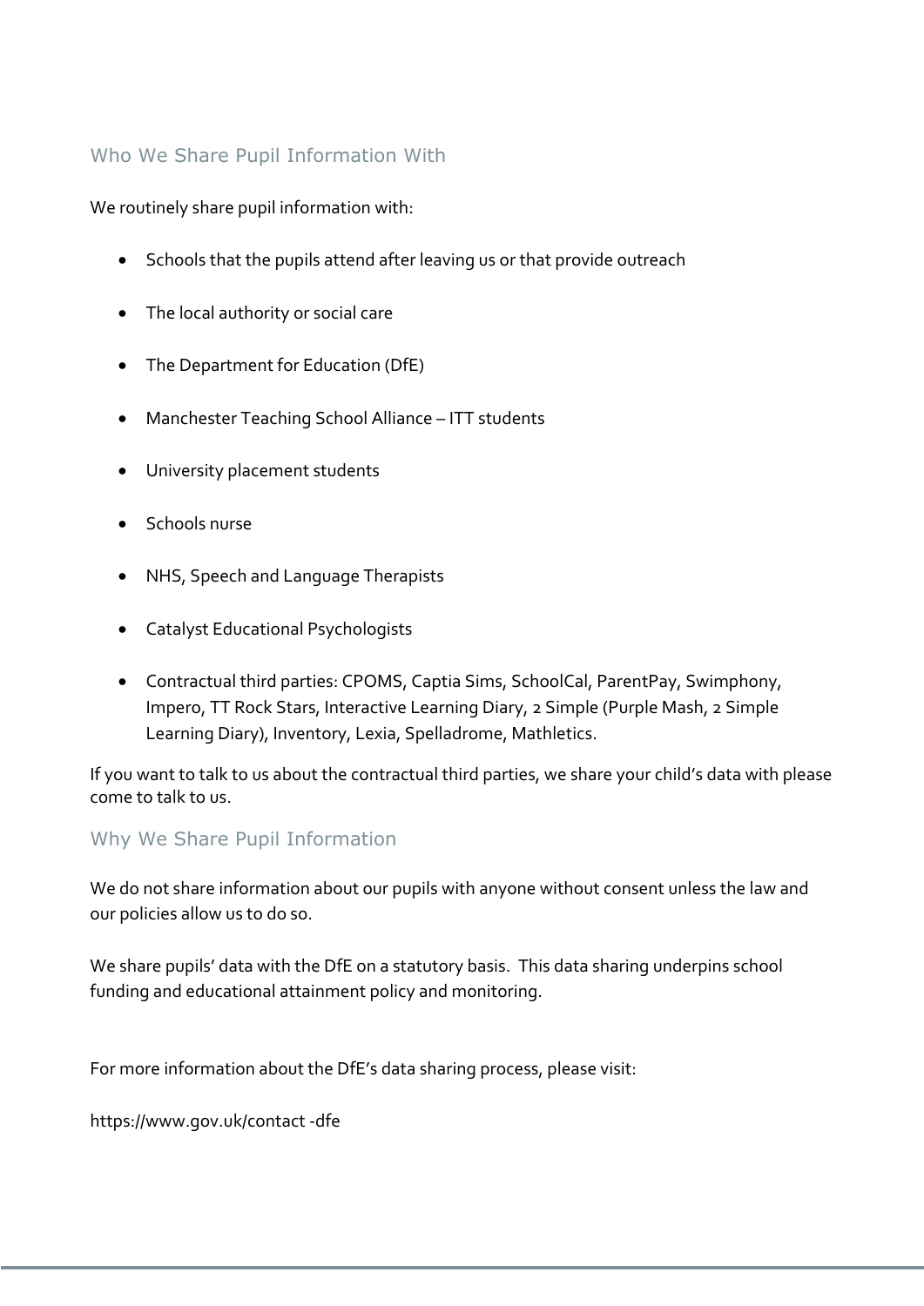## Who We Share Pupil Information With

We routinely share pupil information with:

- Schools that the pupils attend after leaving us or that provide outreach
- The local authority or social care
- The Department for Education (DfE)
- Manchester Teaching School Alliance – ITT students
- University placement students
- Schools nurse
- NHS, Speech and Language Therapists
- Catalyst Educational Psychologists
- Contractual third parties: CPOMS, Captia Sims, SchoolCal, ParentPay, Swimphony, Impero, TT Rock Stars, Interactive Learning Diary, 2 Simple (Purple Mash, 2 Simple Learning Diary), Inventory, Lexia, Spelladrome, Mathletics.

If you want to talk to us about the contractual third parties, we share your child's data with please come to talk to us.

## Why We Share Pupil Information

We do not share information about our pupils with anyone without consent unless the law and our policies allow us to do so.

We share pupils' data with the DfE on a statutory basis. This data sharing underpins school funding and educational attainment policy and monitoring.

For more information about the DfE's data sharing process, please visit:

https://www.gov.uk/contact -dfe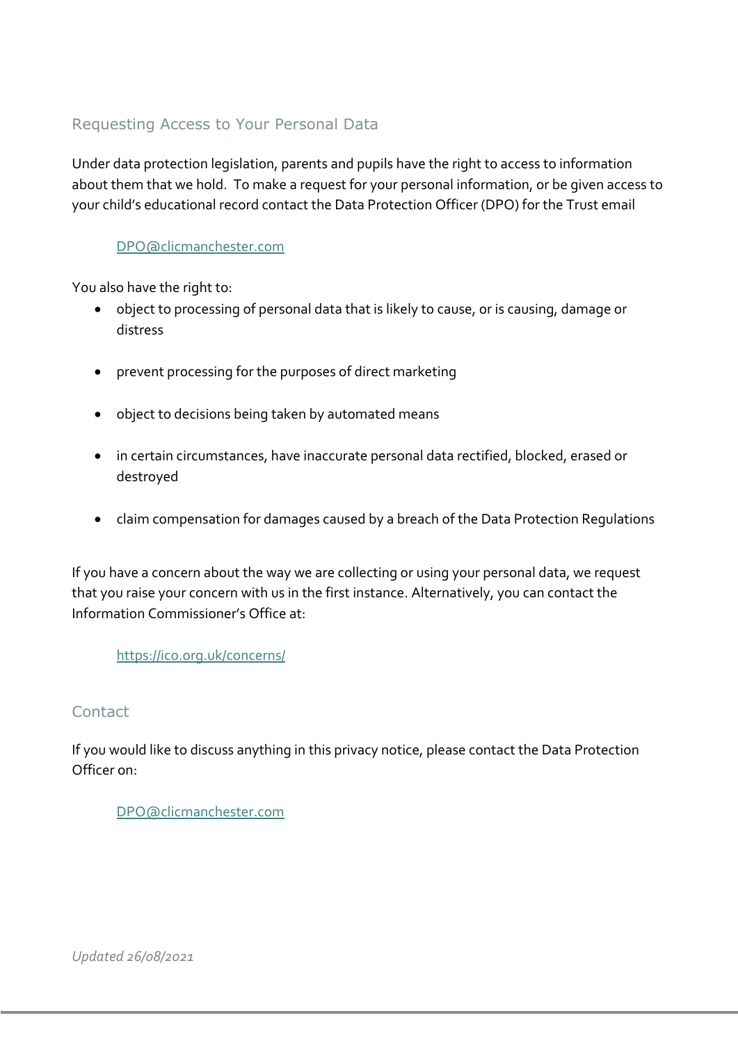## Requesting Access to Your Personal Data

Under data protection legislation, parents and pupils have the right to access to information about them that we hold. To make a request for your personal information, or be given access to your child's educational record contact the Data Protection Officer (DPO) for the Trust email

DPO@clicmanchester.com

You also have the right to:

- object to processing of personal data that is likely to cause, or is causing, damage or distress
- prevent processing for the purposes of direct marketing
- object to decisions being taken by automated means
- in certain circumstances, have inaccurate personal data rectified, blocked, erased or destroyed
- claim compensation for damages caused by a breach of the Data Protection Regulations

If you have a concern about the way we are collecting or using your personal data, we request that you raise your concern with us in the first instance. Alternatively, you can contact the Information Commissioner's Office at:

https://ico.org.uk/concerns/

## Contact

If you would like to discuss anything in this privacy notice, please contact the Data Protection Officer on:

DPO@clicmanchester.com

*Updated 26/08/2021*